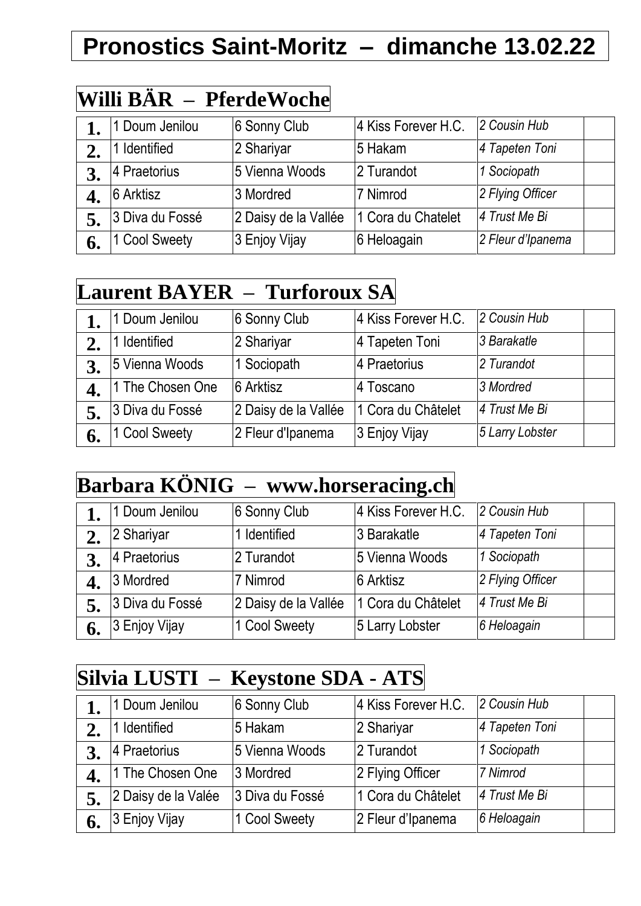# Pronostics Saint-Moritz – dimanche 13.02.22

## Willi BÄR – PferdeWoche

| | | | | | |
|---|---|---|---|---|---|
| **1.** | 1 Doum Jenilou | 6 Sonny Club | 4 Kiss Forever H.C. | *2 Cousin Hub* | |
| **2.** | 1 Identified | 2 Shariyar | 5 Hakam | *4 Tapeten Toni* | |
| **3.** | 4 Praetorius | 5 Vienna Woods | 2 Turandot | *1 Sociopath* | |
| **4.** | 6 Arktisz | 3 Mordred | 7 Nimrod | *2 Flying Officer* | |
| **5.** | 3 Diva du Fossé | 2 Daisy de la Vallée | 1 Cora du Chatelet | *4 Trust Me Bi* | |
| **6.** | 1 Cool Sweety | 3 Enjoy Vijay | 6 Heloagain | *2 Fleur d'Ipanema* | |

## Laurent BAYER – Turforoux SA

| | | | | | |
|---|---|---|---|---|---|
| **1.** | 1 Doum Jenilou | 6 Sonny Club | 4 Kiss Forever H.C. | *2 Cousin Hub* | |
| **2.** | 1 Identified | 2 Shariyar | 4 Tapeten Toni | *3 Barakatle* | |
| **3.** | 5 Vienna Woods | 1 Sociopath | 4 Praetorius | *2 Turandot* | |
| **4.** | 1 The Chosen One | 6 Arktisz | 4 Toscano | *3 Mordred* | |
| **5.** | 3 Diva du Fossé | 2 Daisy de la Vallée | 1 Cora du Châtelet | *4 Trust Me Bi* | |
| **6.** | 1 Cool Sweety | 2 Fleur d'Ipanema | 3 Enjoy Vijay | *5 Larry Lobster* | |

## Barbara KÖNIG – www.horseracing.ch

| | | | | | |
|---|---|---|---|---|---|
| **1.** | 1 Doum Jenilou | 6 Sonny Club | 4 Kiss Forever H.C. | *2 Cousin Hub* | |
| **2.** | 2 Shariyar | 1 Identified | 3 Barakatle | *4 Tapeten Toni* | |
| **3.** | 4 Praetorius | 2 Turandot | 5 Vienna Woods | *1 Sociopath* | |
| **4.** | 3 Mordred | 7 Nimrod | 6 Arktisz | *2 Flying Officer* | |
| **5.** | 3 Diva du Fossé | 2 Daisy de la Vallée | 1 Cora du Châtelet | *4 Trust Me Bi* | |
| **6.** | 3 Enjoy Vijay | 1 Cool Sweety | 5 Larry Lobster | *6 Heloagain* | |

## Silvia LUSTI – Keystone SDA - ATS

| | | | | | |
|---|---|---|---|---|---|
| **1.** | 1 Doum Jenilou | 6 Sonny Club | 4 Kiss Forever H.C. | *2 Cousin Hub* | |
| **2.** | 1 Identified | 5 Hakam | 2 Shariyar | *4 Tapeten Toni* | |
| **3.** | 4 Praetorius | 5 Vienna Woods | 2 Turandot | *1 Sociopath* | |
| **4.** | 1 The Chosen One | 3 Mordred | 2 Flying Officer | *7 Nimrod* | |
| **5.** | 2 Daisy de la Valée | 3 Diva du Fossé | 1 Cora du Châtelet | *4 Trust Me Bi* | |
| **6.** | 3 Enjoy Vijay | 1 Cool Sweety | 2 Fleur d'Ipanema | *6 Heloagain* | |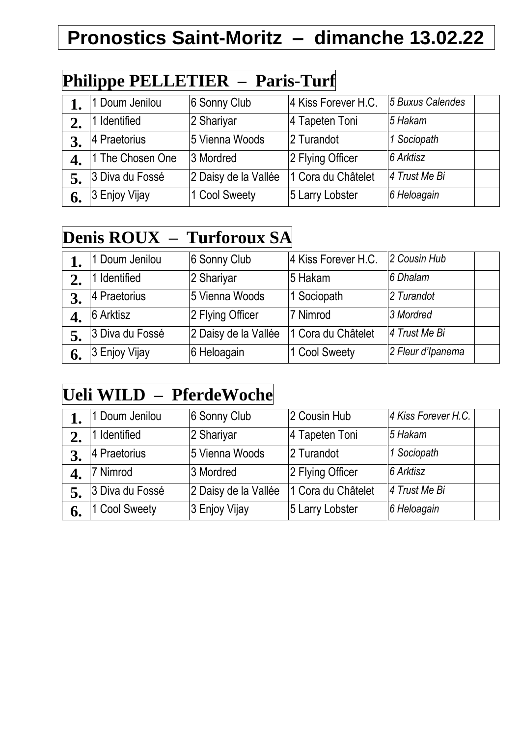# Pronostics Saint-Moritz – dimanche 13.02.22

## Philippe PELLETIER – Paris-Turf

| | | | | | |
|---|---|---|---|---|---|
| **1.** | 1 Doum Jenilou | 6 Sonny Club | 4 Kiss Forever H.C. | *5 Buxus Calendes* | |
| **2.** | 1 Identified | 2 Shariyar | 4 Tapeten Toni | *5 Hakam* | |
| **3.** | 4 Praetorius | 5 Vienna Woods | 2 Turandot | *1 Sociopath* | |
| **4.** | 1 The Chosen One | 3 Mordred | 2 Flying Officer | *6 Arktisz* | |
| **5.** | 3 Diva du Fossé | 2 Daisy de la Vallée | 1 Cora du Châtelet | *4 Trust Me Bi* | |
| **6.** | 3 Enjoy Vijay | 1 Cool Sweety | 5 Larry Lobster | *6 Heloagain* | |

## Denis ROUX – Turforoux SA

| | | | | | |
|---|---|---|---|---|---|
| **1.** | 1 Doum Jenilou | 6 Sonny Club | 4 Kiss Forever H.C. | *2 Cousin Hub* | |
| **2.** | 1 Identified | 2 Shariyar | 5 Hakam | *6 Dhalam* | |
| **3.** | 4 Praetorius | 5 Vienna Woods | 1 Sociopath | *2 Turandot* | |
| **4.** | 6 Arktisz | 2 Flying Officer | 7 Nimrod | *3 Mordred* | |
| **5.** | 3 Diva du Fossé | 2 Daisy de la Vallée | 1 Cora du Châtelet | *4 Trust Me Bi* | |
| **6.** | 3 Enjoy Vijay | 6 Heloagain | 1 Cool Sweety | *2 Fleur d'Ipanema* | |

## Ueli WILD – PferdeWoche

| | | | | | |
|---|---|---|---|---|---|
| **1.** | 1 Doum Jenilou | 6 Sonny Club | 2 Cousin Hub | *4 Kiss Forever H.C.* | |
| **2.** | 1 Identified | 2 Shariyar | 4 Tapeten Toni | *5 Hakam* | |
| **3.** | 4 Praetorius | 5 Vienna Woods | 2 Turandot | *1 Sociopath* | |
| **4.** | 7 Nimrod | 3 Mordred | 2 Flying Officer | *6 Arktisz* | |
| **5.** | 3 Diva du Fossé | 2 Daisy de la Vallée | 1 Cora du Châtelet | *4 Trust Me Bi* | |
| **6.** | 1 Cool Sweety | 3 Enjoy Vijay | 5 Larry Lobster | *6 Heloagain* | |